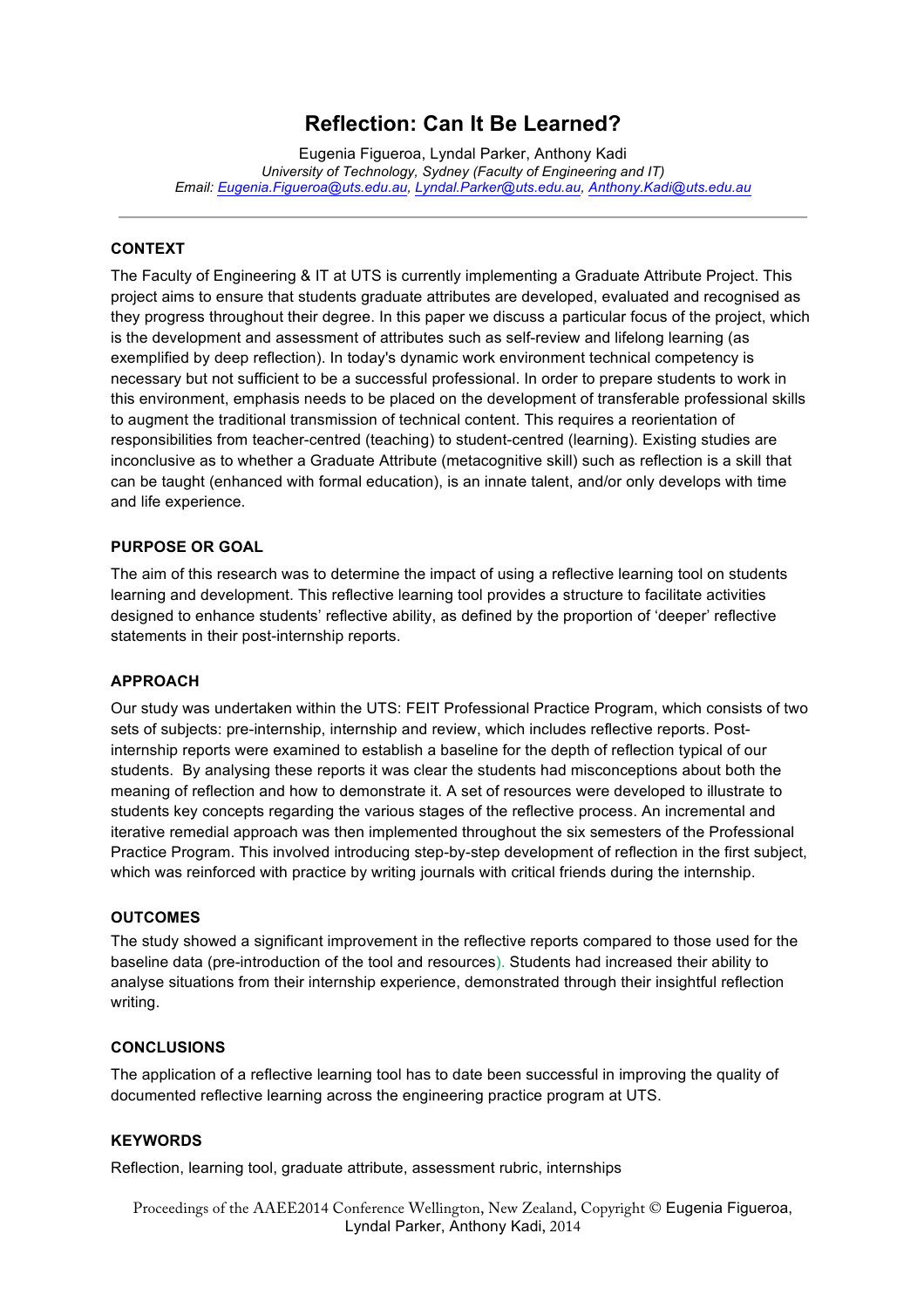# Reflection: Can It Be Learned?

Eugenia Figueroa, Lyndal Parker, Anthony Kadi
*University of Technology, Sydney (Faculty of Engineering and IT)*
*Email: Eugenia.Figueroa@uts.edu.au, Lyndal.Parker@uts.edu.au, Anthony.Kadi@uts.edu.au*

---

## CONTEXT

The Faculty of Engineering & IT at UTS is currently implementing a Graduate Attribute Project. This project aims to ensure that students graduate attributes are developed, evaluated and recognised as they progress throughout their degree. In this paper we discuss a particular focus of the project, which is the development and assessment of attributes such as self-review and lifelong learning (as exemplified by deep reflection). In today's dynamic work environment technical competency is necessary but not sufficient to be a successful professional. In order to prepare students to work in this environment, emphasis needs to be placed on the development of transferable professional skills to augment the traditional transmission of technical content. This requires a reorientation of responsibilities from teacher-centred (teaching) to student-centred (learning). Existing studies are inconclusive as to whether a Graduate Attribute (metacognitive skill) such as reflection is a skill that can be taught (enhanced with formal education), is an innate talent, and/or only develops with time and life experience.

## PURPOSE OR GOAL

The aim of this research was to determine the impact of using a reflective learning tool on students learning and development. This reflective learning tool provides a structure to facilitate activities designed to enhance students' reflective ability, as defined by the proportion of 'deeper' reflective statements in their post-internship reports.

## APPROACH

Our study was undertaken within the UTS: FEIT Professional Practice Program, which consists of two sets of subjects: pre-internship, internship and review, which includes reflective reports. Post-internship reports were examined to establish a baseline for the depth of reflection typical of our students. By analysing these reports it was clear the students had misconceptions about both the meaning of reflection and how to demonstrate it. A set of resources were developed to illustrate to students key concepts regarding the various stages of the reflective process. An incremental and iterative remedial approach was then implemented throughout the six semesters of the Professional Practice Program. This involved introducing step-by-step development of reflection in the first subject, which was reinforced with practice by writing journals with critical friends during the internship.

## OUTCOMES

The study showed a significant improvement in the reflective reports compared to those used for the baseline data (pre-introduction of the tool and resources). Students had increased their ability to analyse situations from their internship experience, demonstrated through their insightful reflection writing.

## CONCLUSIONS

The application of a reflective learning tool has to date been successful in improving the quality of documented reflective learning across the engineering practice program at UTS.

## KEYWORDS

Reflection, learning tool, graduate attribute, assessment rubric, internships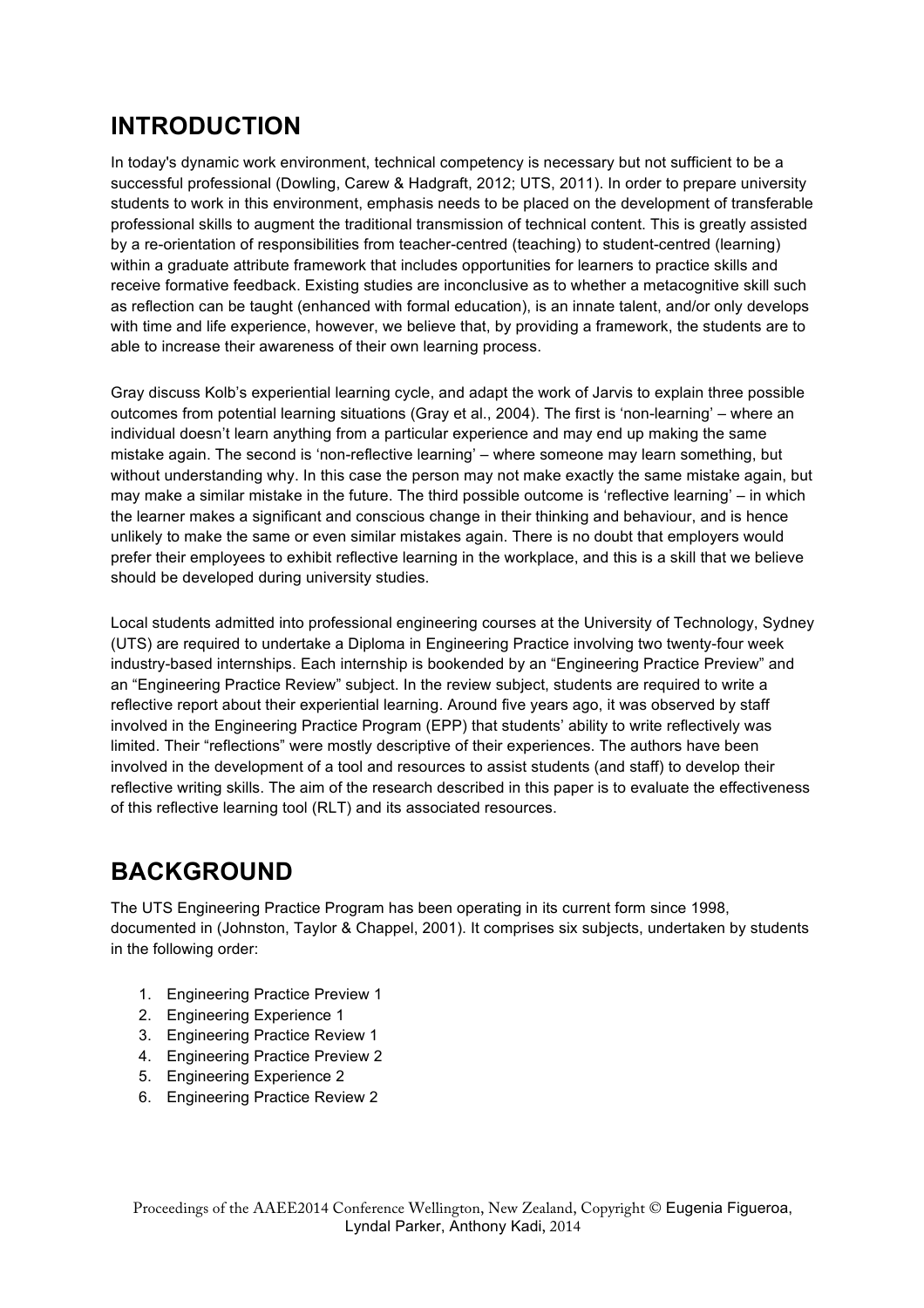# INTRODUCTION

In today's dynamic work environment, technical competency is necessary but not sufficient to be a successful professional (Dowling, Carew & Hadgraft, 2012; UTS, 2011). In order to prepare university students to work in this environment, emphasis needs to be placed on the development of transferable professional skills to augment the traditional transmission of technical content. This is greatly assisted by a re-orientation of responsibilities from teacher-centred (teaching) to student-centred (learning) within a graduate attribute framework that includes opportunities for learners to practice skills and receive formative feedback. Existing studies are inconclusive as to whether a metacognitive skill such as reflection can be taught (enhanced with formal education), is an innate talent, and/or only develops with time and life experience, however, we believe that, by providing a framework, the students are to able to increase their awareness of their own learning process.

Gray discuss Kolb's experiential learning cycle, and adapt the work of Jarvis to explain three possible outcomes from potential learning situations (Gray et al., 2004). The first is 'non-learning' – where an individual doesn't learn anything from a particular experience and may end up making the same mistake again. The second is 'non-reflective learning' – where someone may learn something, but without understanding why. In this case the person may not make exactly the same mistake again, but may make a similar mistake in the future. The third possible outcome is 'reflective learning' – in which the learner makes a significant and conscious change in their thinking and behaviour, and is hence unlikely to make the same or even similar mistakes again. There is no doubt that employers would prefer their employees to exhibit reflective learning in the workplace, and this is a skill that we believe should be developed during university studies.

Local students admitted into professional engineering courses at the University of Technology, Sydney (UTS) are required to undertake a Diploma in Engineering Practice involving two twenty-four week industry-based internships. Each internship is bookended by an "Engineering Practice Preview" and an "Engineering Practice Review" subject. In the review subject, students are required to write a reflective report about their experiential learning. Around five years ago, it was observed by staff involved in the Engineering Practice Program (EPP) that students' ability to write reflectively was limited. Their "reflections" were mostly descriptive of their experiences. The authors have been involved in the development of a tool and resources to assist students (and staff) to develop their reflective writing skills. The aim of the research described in this paper is to evaluate the effectiveness of this reflective learning tool (RLT) and its associated resources.

# BACKGROUND

The UTS Engineering Practice Program has been operating in its current form since 1998, documented in (Johnston, Taylor & Chappel, 2001). It comprises six subjects, undertaken by students in the following order:

1. Engineering Practice Preview 1
2. Engineering Experience 1
3. Engineering Practice Review 1
4. Engineering Practice Preview 2
5. Engineering Experience 2
6. Engineering Practice Review 2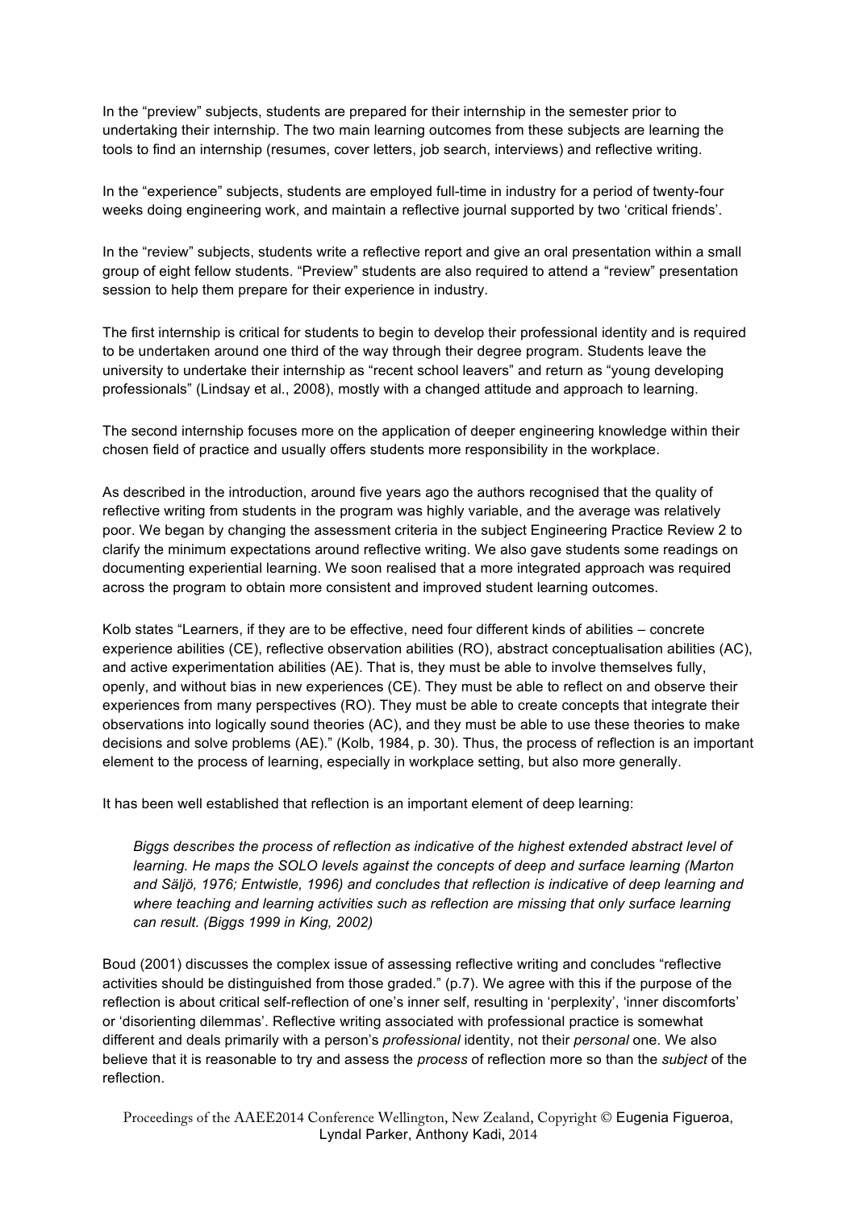In the "preview" subjects, students are prepared for their internship in the semester prior to undertaking their internship. The two main learning outcomes from these subjects are learning the tools to find an internship (resumes, cover letters, job search, interviews) and reflective writing.

In the "experience" subjects, students are employed full-time in industry for a period of twenty-four weeks doing engineering work, and maintain a reflective journal supported by two 'critical friends'.

In the "review" subjects, students write a reflective report and give an oral presentation within a small group of eight fellow students. "Preview" students are also required to attend a "review" presentation session to help them prepare for their experience in industry.

The first internship is critical for students to begin to develop their professional identity and is required to be undertaken around one third of the way through their degree program. Students leave the university to undertake their internship as "recent school leavers" and return as "young developing professionals" (Lindsay et al., 2008), mostly with a changed attitude and approach to learning.

The second internship focuses more on the application of deeper engineering knowledge within their chosen field of practice and usually offers students more responsibility in the workplace.

As described in the introduction, around five years ago the authors recognised that the quality of reflective writing from students in the program was highly variable, and the average was relatively poor. We began by changing the assessment criteria in the subject Engineering Practice Review 2 to clarify the minimum expectations around reflective writing. We also gave students some readings on documenting experiential learning. We soon realised that a more integrated approach was required across the program to obtain more consistent and improved student learning outcomes.

Kolb states "Learners, if they are to be effective, need four different kinds of abilities – concrete experience abilities (CE), reflective observation abilities (RO), abstract conceptualisation abilities (AC), and active experimentation abilities (AE). That is, they must be able to involve themselves fully, openly, and without bias in new experiences (CE). They must be able to reflect on and observe their experiences from many perspectives (RO). They must be able to create concepts that integrate their observations into logically sound theories (AC), and they must be able to use these theories to make decisions and solve problems (AE)." (Kolb, 1984, p. 30). Thus, the process of reflection is an important element to the process of learning, especially in workplace setting, but also more generally.

It has been well established that reflection is an important element of deep learning:

> *Biggs describes the process of reflection as indicative of the highest extended abstract level of learning. He maps the SOLO levels against the concepts of deep and surface learning (Marton and Säljö, 1976; Entwistle, 1996) and concludes that reflection is indicative of deep learning and where teaching and learning activities such as reflection are missing that only surface learning can result. (Biggs 1999 in King, 2002)*

Boud (2001) discusses the complex issue of assessing reflective writing and concludes "reflective activities should be distinguished from those graded." (p.7). We agree with this if the purpose of the reflection is about critical self-reflection of one's inner self, resulting in 'perplexity', 'inner discomforts' or 'disorienting dilemmas'. Reflective writing associated with professional practice is somewhat different and deals primarily with a person's *professional* identity, not their *personal* one. We also believe that it is reasonable to try and assess the *process* of reflection more so than the *subject* of the reflection.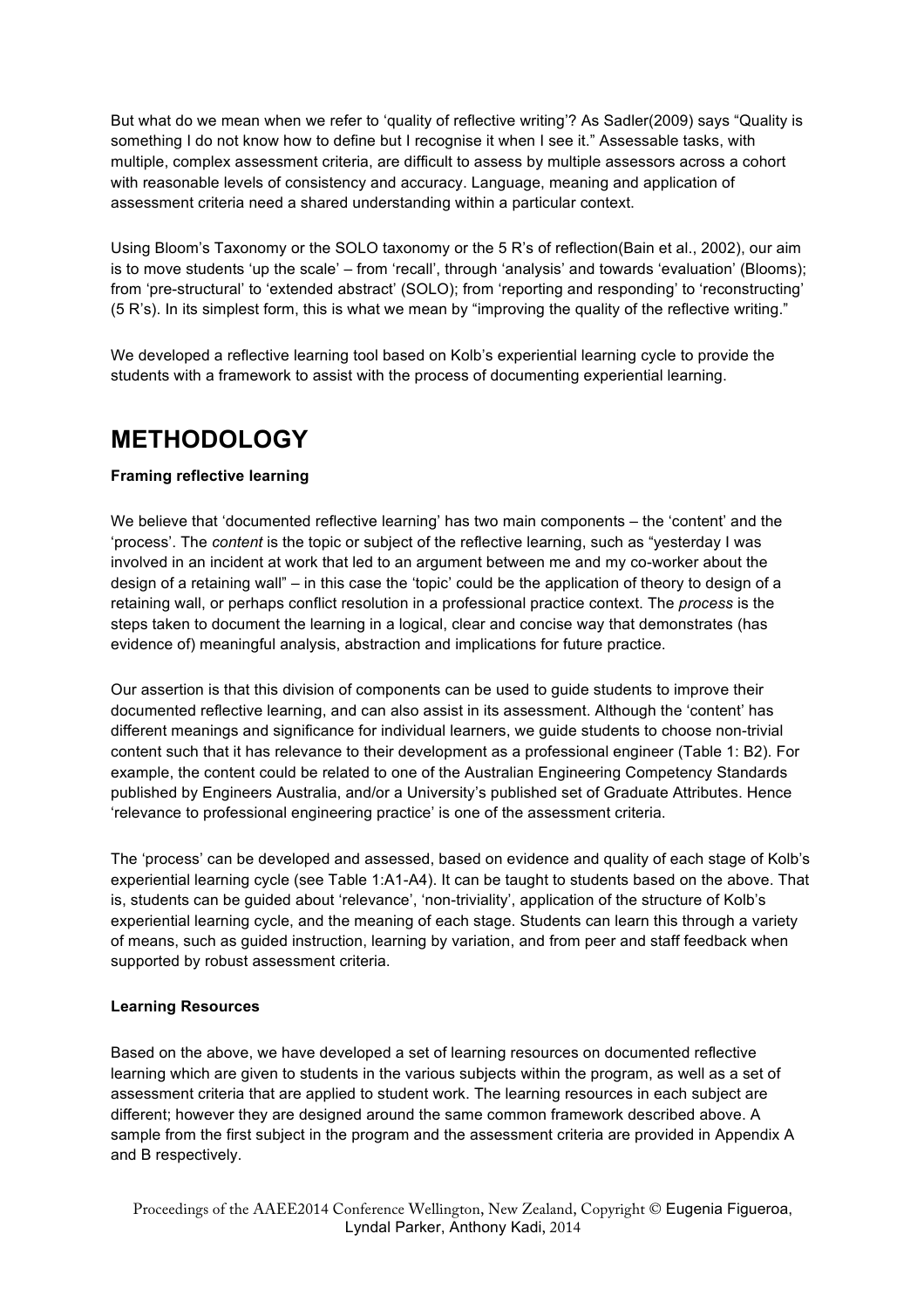But what do we mean when we refer to 'quality of reflective writing'? As Sadler(2009) says "Quality is something I do not know how to define but I recognise it when I see it." Assessable tasks, with multiple, complex assessment criteria, are difficult to assess by multiple assessors across a cohort with reasonable levels of consistency and accuracy. Language, meaning and application of assessment criteria need a shared understanding within a particular context.

Using Bloom's Taxonomy or the SOLO taxonomy or the 5 R's of reflection(Bain et al., 2002), our aim is to move students 'up the scale' – from 'recall', through 'analysis' and towards 'evaluation' (Blooms); from 'pre-structural' to 'extended abstract' (SOLO); from 'reporting and responding' to 'reconstructing' (5 R's). In its simplest form, this is what we mean by "improving the quality of the reflective writing."

We developed a reflective learning tool based on Kolb's experiential learning cycle to provide the students with a framework to assist with the process of documenting experiential learning.

# METHODOLOGY

**Framing reflective learning**

We believe that 'documented reflective learning' has two main components – the 'content' and the 'process'. The *content* is the topic or subject of the reflective learning, such as "yesterday I was involved in an incident at work that led to an argument between me and my co-worker about the design of a retaining wall" – in this case the 'topic' could be the application of theory to design of a retaining wall, or perhaps conflict resolution in a professional practice context. The *process* is the steps taken to document the learning in a logical, clear and concise way that demonstrates (has evidence of) meaningful analysis, abstraction and implications for future practice.

Our assertion is that this division of components can be used to guide students to improve their documented reflective learning, and can also assist in its assessment. Although the 'content' has different meanings and significance for individual learners, we guide students to choose non-trivial content such that it has relevance to their development as a professional engineer (Table 1: B2). For example, the content could be related to one of the Australian Engineering Competency Standards published by Engineers Australia, and/or a University's published set of Graduate Attributes. Hence 'relevance to professional engineering practice' is one of the assessment criteria.

The 'process' can be developed and assessed, based on evidence and quality of each stage of Kolb's experiential learning cycle (see Table 1:A1-A4). It can be taught to students based on the above. That is, students can be guided about 'relevance', 'non-triviality', application of the structure of Kolb's experiential learning cycle, and the meaning of each stage. Students can learn this through a variety of means, such as guided instruction, learning by variation, and from peer and staff feedback when supported by robust assessment criteria.

**Learning Resources**

Based on the above, we have developed a set of learning resources on documented reflective learning which are given to students in the various subjects within the program, as well as a set of assessment criteria that are applied to student work. The learning resources in each subject are different; however they are designed around the same common framework described above. A sample from the first subject in the program and the assessment criteria are provided in Appendix A and B respectively.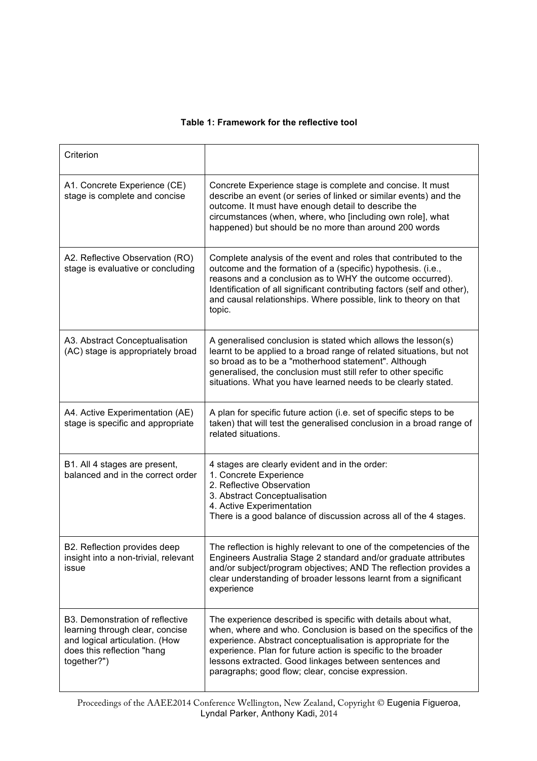**Table 1: Framework for the reflective tool**

| Criterion | |
|---|---|
| A1. Concrete Experience (CE) stage is complete and concise | Concrete Experience stage is complete and concise. It must describe an event (or series of linked or similar events) and the outcome. It must have enough detail to describe the circumstances (when, where, who [including own role], what happened) but should be no more than around 200 words |
| A2. Reflective Observation (RO) stage is evaluative or concluding | Complete analysis of the event and roles that contributed to the outcome and the formation of a (specific) hypothesis. (i.e., reasons and a conclusion as to WHY the outcome occurred). Identification of all significant contributing factors (self and other), and causal relationships. Where possible, link to theory on that topic. |
| A3. Abstract Conceptualisation (AC) stage is appropriately broad | A generalised conclusion is stated which allows the lesson(s) learnt to be applied to a broad range of related situations, but not so broad as to be a "motherhood statement". Although generalised, the conclusion must still refer to other specific situations. What you have learned needs to be clearly stated. |
| A4. Active Experimentation (AE) stage is specific and appropriate | A plan for specific future action (i.e. set of specific steps to be taken) that will test the generalised conclusion in a broad range of related situations. |
| B1. All 4 stages are present, balanced and in the correct order | 4 stages are clearly evident and in the order:<br>1. Concrete Experience<br>2. Reflective Observation<br>3. Abstract Conceptualisation<br>4. Active Experimentation<br>There is a good balance of discussion across all of the 4 stages. |
| B2. Reflection provides deep insight into a non-trivial, relevant issue | The reflection is highly relevant to one of the competencies of the Engineers Australia Stage 2 standard and/or graduate attributes and/or subject/program objectives; AND The reflection provides a clear understanding of broader lessons learnt from a significant experience |
| B3. Demonstration of reflective learning through clear, concise and logical articulation. (How does this reflection "hang together?") | The experience described is specific with details about what, when, where and who. Conclusion is based on the specifics of the experience. Abstract conceptualisation is appropriate for the experience. Plan for future action is specific to the broader lessons extracted. Good linkages between sentences and paragraphs; good flow; clear, concise expression. |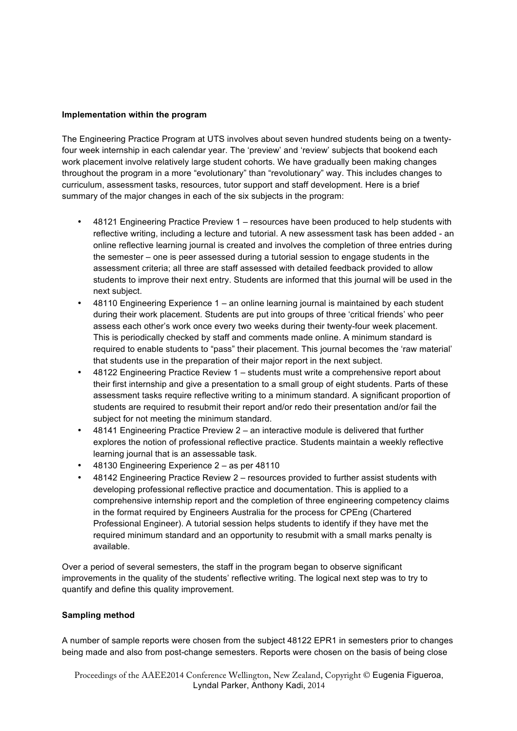**Implementation within the program**

The Engineering Practice Program at UTS involves about seven hundred students being on a twenty-four week internship in each calendar year. The 'preview' and 'review' subjects that bookend each work placement involve relatively large student cohorts. We have gradually been making changes throughout the program in a more "evolutionary" than "revolutionary" way. This includes changes to curriculum, assessment tasks, resources, tutor support and staff development. Here is a brief summary of the major changes in each of the six subjects in the program:

- 48121 Engineering Practice Preview 1 – resources have been produced to help students with reflective writing, including a lecture and tutorial. A new assessment task has been added - an online reflective learning journal is created and involves the completion of three entries during the semester – one is peer assessed during a tutorial session to engage students in the assessment criteria; all three are staff assessed with detailed feedback provided to allow students to improve their next entry. Students are informed that this journal will be used in the next subject.
- 48110 Engineering Experience 1 – an online learning journal is maintained by each student during their work placement. Students are put into groups of three 'critical friends' who peer assess each other's work once every two weeks during their twenty-four week placement. This is periodically checked by staff and comments made online. A minimum standard is required to enable students to "pass" their placement. This journal becomes the 'raw material' that students use in the preparation of their major report in the next subject.
- 48122 Engineering Practice Review 1 – students must write a comprehensive report about their first internship and give a presentation to a small group of eight students. Parts of these assessment tasks require reflective writing to a minimum standard. A significant proportion of students are required to resubmit their report and/or redo their presentation and/or fail the subject for not meeting the minimum standard.
- 48141 Engineering Practice Preview 2 – an interactive module is delivered that further explores the notion of professional reflective practice. Students maintain a weekly reflective learning journal that is an assessable task.
- 48130 Engineering Experience 2 – as per 48110
- 48142 Engineering Practice Review 2 – resources provided to further assist students with developing professional reflective practice and documentation. This is applied to a comprehensive internship report and the completion of three engineering competency claims in the format required by Engineers Australia for the process for CPEng (Chartered Professional Engineer). A tutorial session helps students to identify if they have met the required minimum standard and an opportunity to resubmit with a small marks penalty is available.

Over a period of several semesters, the staff in the program began to observe significant improvements in the quality of the students' reflective writing. The logical next step was to try to quantify and define this quality improvement.

**Sampling method**

A number of sample reports were chosen from the subject 48122 EPR1 in semesters prior to changes being made and also from post-change semesters. Reports were chosen on the basis of being close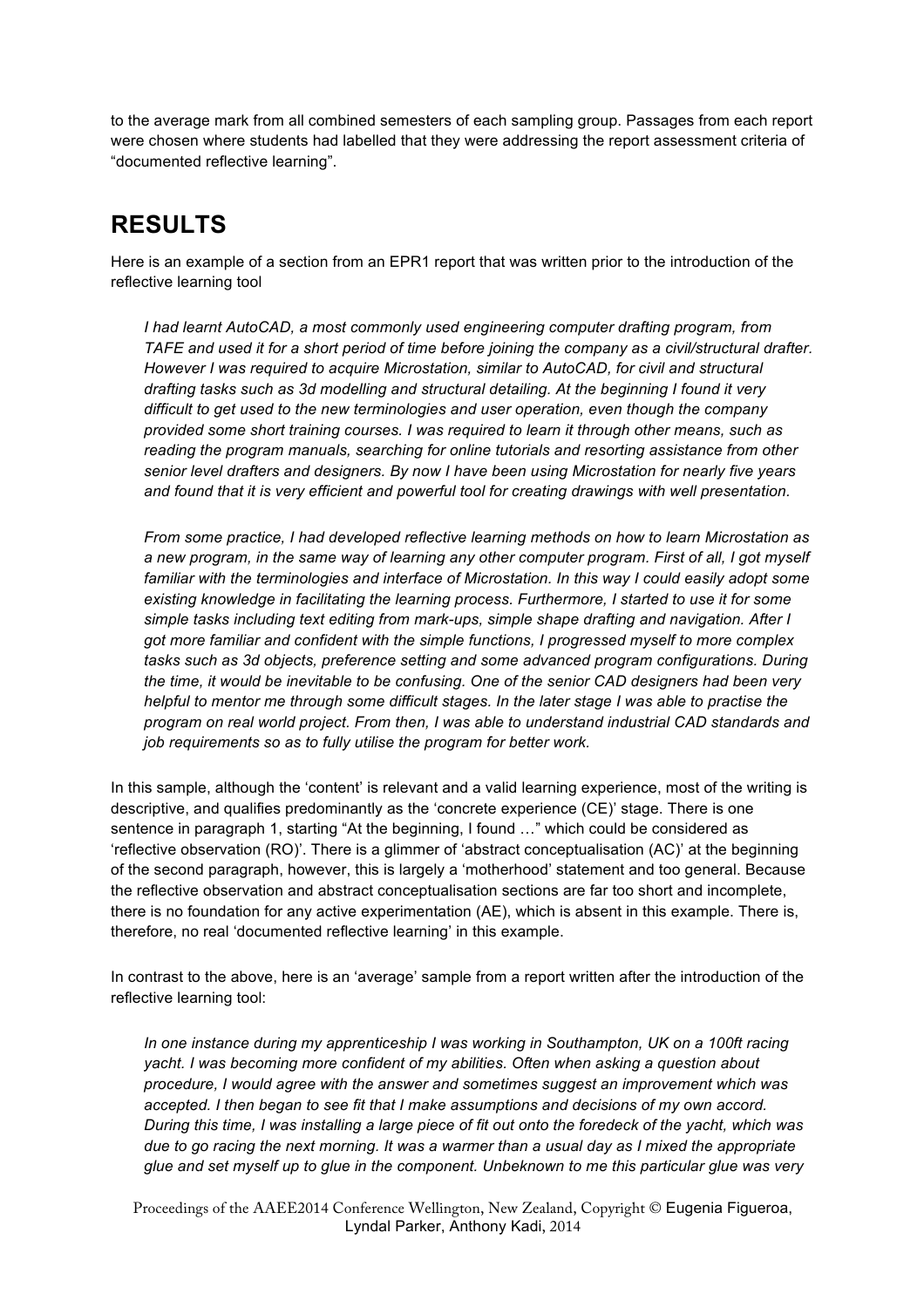to the average mark from all combined semesters of each sampling group. Passages from each report were chosen where students had labelled that they were addressing the report assessment criteria of "documented reflective learning".

## RESULTS

Here is an example of a section from an EPR1 report that was written prior to the introduction of the reflective learning tool

> *I had learnt AutoCAD, a most commonly used engineering computer drafting program, from TAFE and used it for a short period of time before joining the company as a civil/structural drafter. However I was required to acquire Microstation, similar to AutoCAD, for civil and structural drafting tasks such as 3d modelling and structural detailing. At the beginning I found it very difficult to get used to the new terminologies and user operation, even though the company provided some short training courses. I was required to learn it through other means, such as reading the program manuals, searching for online tutorials and resorting assistance from other senior level drafters and designers. By now I have been using Microstation for nearly five years and found that it is very efficient and powerful tool for creating drawings with well presentation.*
>
> *From some practice, I had developed reflective learning methods on how to learn Microstation as a new program, in the same way of learning any other computer program. First of all, I got myself familiar with the terminologies and interface of Microstation. In this way I could easily adopt some existing knowledge in facilitating the learning process. Furthermore, I started to use it for some simple tasks including text editing from mark-ups, simple shape drafting and navigation. After I got more familiar and confident with the simple functions, I progressed myself to more complex tasks such as 3d objects, preference setting and some advanced program configurations. During the time, it would be inevitable to be confusing. One of the senior CAD designers had been very helpful to mentor me through some difficult stages. In the later stage I was able to practise the program on real world project. From then, I was able to understand industrial CAD standards and job requirements so as to fully utilise the program for better work.*

In this sample, although the 'content' is relevant and a valid learning experience, most of the writing is descriptive, and qualifies predominantly as the 'concrete experience (CE)' stage. There is one sentence in paragraph 1, starting "At the beginning, I found …" which could be considered as 'reflective observation (RO)'. There is a glimmer of 'abstract conceptualisation (AC)' at the beginning of the second paragraph, however, this is largely a 'motherhood' statement and too general. Because the reflective observation and abstract conceptualisation sections are far too short and incomplete, there is no foundation for any active experimentation (AE), which is absent in this example. There is, therefore, no real 'documented reflective learning' in this example.

In contrast to the above, here is an 'average' sample from a report written after the introduction of the reflective learning tool:

> *In one instance during my apprenticeship I was working in Southampton, UK on a 100ft racing yacht. I was becoming more confident of my abilities. Often when asking a question about procedure, I would agree with the answer and sometimes suggest an improvement which was accepted. I then began to see fit that I make assumptions and decisions of my own accord. During this time, I was installing a large piece of fit out onto the foredeck of the yacht, which was due to go racing the next morning. It was a warmer than a usual day as I mixed the appropriate glue and set myself up to glue in the component. Unbeknown to me this particular glue was very*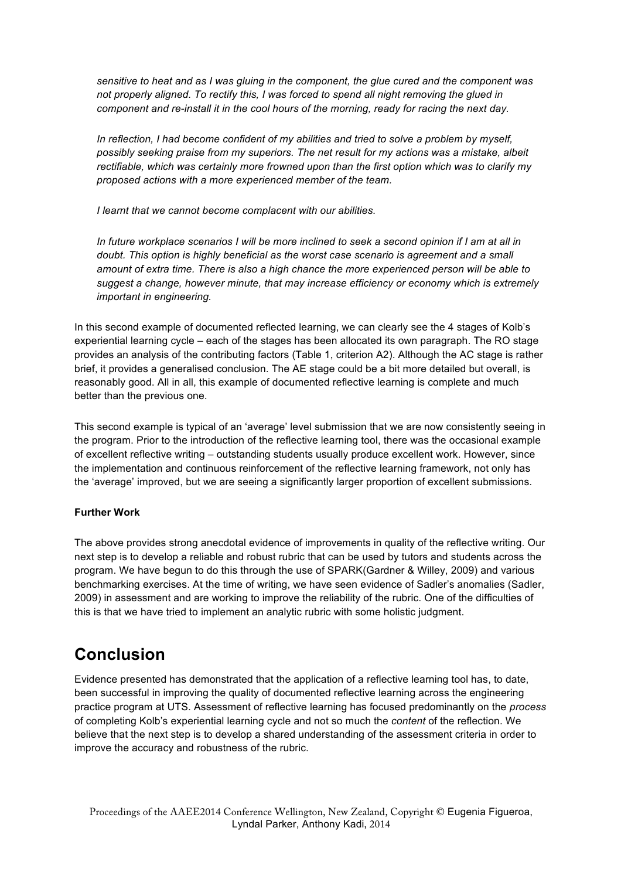*sensitive to heat and as I was gluing in the component, the glue cured and the component was not properly aligned. To rectify this, I was forced to spend all night removing the glued in component and re-install it in the cool hours of the morning, ready for racing the next day.*

*In reflection, I had become confident of my abilities and tried to solve a problem by myself, possibly seeking praise from my superiors. The net result for my actions was a mistake, albeit rectifiable, which was certainly more frowned upon than the first option which was to clarify my proposed actions with a more experienced member of the team.*

*I learnt that we cannot become complacent with our abilities.*

*In future workplace scenarios I will be more inclined to seek a second opinion if I am at all in doubt. This option is highly beneficial as the worst case scenario is agreement and a small amount of extra time. There is also a high chance the more experienced person will be able to suggest a change, however minute, that may increase efficiency or economy which is extremely important in engineering.*

In this second example of documented reflected learning, we can clearly see the 4 stages of Kolb's experiential learning cycle – each of the stages has been allocated its own paragraph. The RO stage provides an analysis of the contributing factors (Table 1, criterion A2). Although the AC stage is rather brief, it provides a generalised conclusion. The AE stage could be a bit more detailed but overall, is reasonably good. All in all, this example of documented reflective learning is complete and much better than the previous one.

This second example is typical of an 'average' level submission that we are now consistently seeing in the program. Prior to the introduction of the reflective learning tool, there was the occasional example of excellent reflective writing – outstanding students usually produce excellent work. However, since the implementation and continuous reinforcement of the reflective learning framework, not only has the 'average' improved, but we are seeing a significantly larger proportion of excellent submissions.

**Further Work**

The above provides strong anecdotal evidence of improvements in quality of the reflective writing. Our next step is to develop a reliable and robust rubric that can be used by tutors and students across the program. We have begun to do this through the use of SPARK(Gardner & Willey, 2009) and various benchmarking exercises. At the time of writing, we have seen evidence of Sadler's anomalies (Sadler, 2009) in assessment and are working to improve the reliability of the rubric. One of the difficulties of this is that we have tried to implement an analytic rubric with some holistic judgment.

# Conclusion

Evidence presented has demonstrated that the application of a reflective learning tool has, to date, been successful in improving the quality of documented reflective learning across the engineering practice program at UTS. Assessment of reflective learning has focused predominantly on the *process* of completing Kolb's experiential learning cycle and not so much the *content* of the reflection. We believe that the next step is to develop a shared understanding of the assessment criteria in order to improve the accuracy and robustness of the rubric.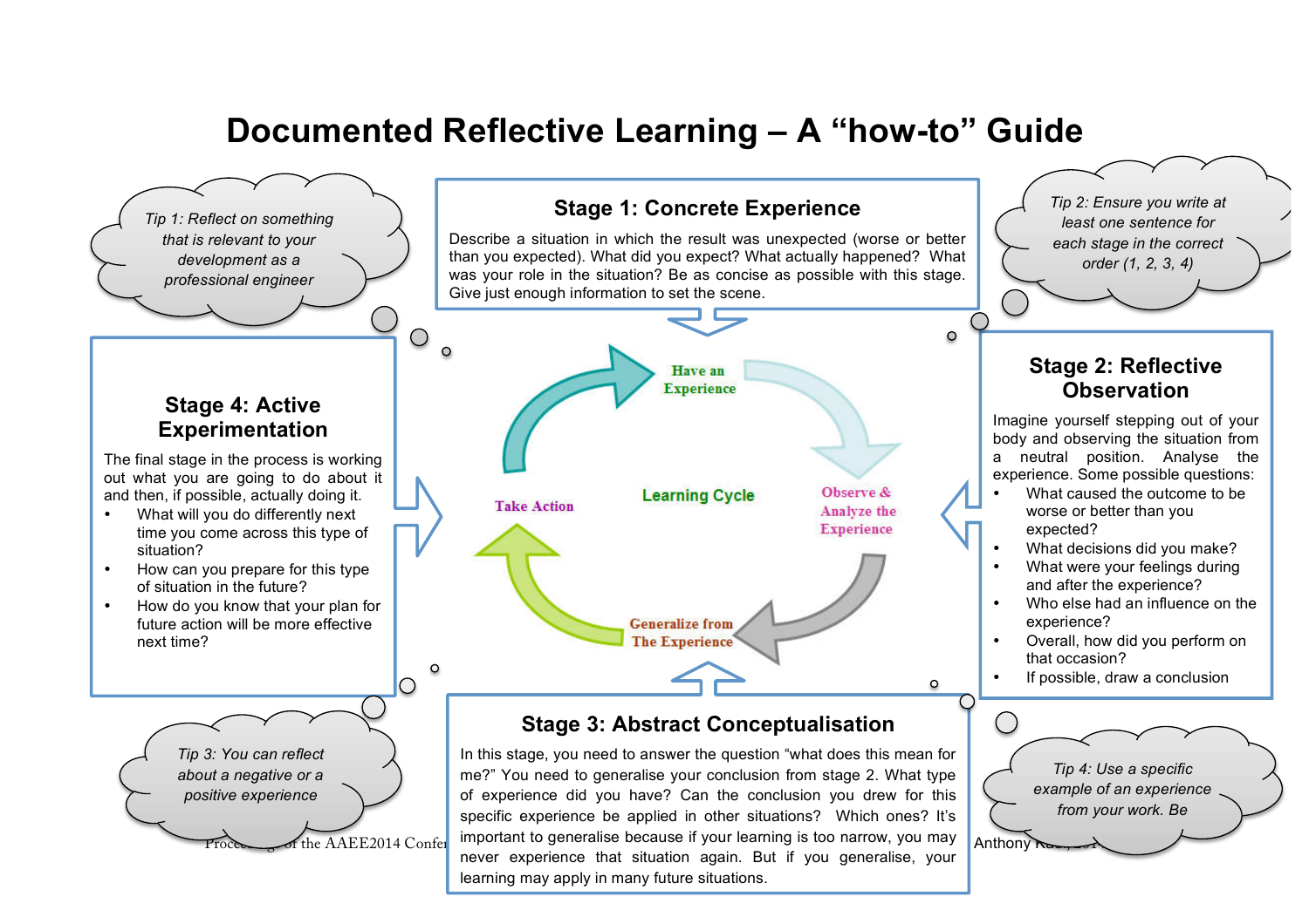# Documented Reflective Learning – A "how-to" Guide

*Tip 1: Reflect on something that is relevant to your development as a professional engineer*

## Stage 1: Concrete Experience

Describe a situation in which the result was unexpected (worse or better than you expected). What did you expect? What actually happened? What was your role in the situation? Be as concise as possible with this stage. Give just enough information to set the scene.

*Tip 2: Ensure you write at least one sentence for each stage in the correct order (1, 2, 3, 4)*

## Stage 4: Active Experimentation

The final stage in the process is working out what you are going to do about it and then, if possible, actually doing it.

- What will you do differently next time you come across this type of situation?
- How can you prepare for this type of situation in the future?
- How do you know that your plan for future action will be more effective next time?

**Learning Cycle**

Have an Experience → Observe & Analyze the Experience → Generalize from The Experience → Take Action

## Stage 2: Reflective Observation

Imagine yourself stepping out of your body and observing the situation from a neutral position. Analyse the experience. Some possible questions:

- What caused the outcome to be worse or better than you expected?
- What decisions did you make?
- What were your feelings during and after the experience?
- Who else had an influence on the experience?
- Overall, how did you perform on that occasion?
- If possible, draw a conclusion

*Tip 3: You can reflect about a negative or a positive experience*

## Stage 3: Abstract Conceptualisation

In this stage, you need to answer the question "what does this mean for me?" You need to generalise your conclusion from stage 2. What type of experience did you have? Can the conclusion you drew for this specific experience be applied in other situations? Which ones? It's important to generalise because if your learning is too narrow, you may never experience that situation again. But if you generalise, your learning may apply in many future situations.

*Tip 4: Use a specific example of an experience from your work. Be*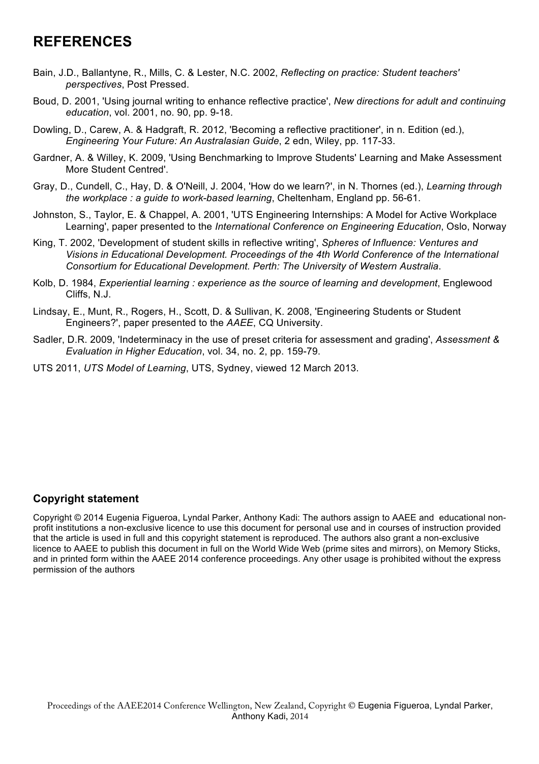# REFERENCES

Bain, J.D., Ballantyne, R., Mills, C. & Lester, N.C. 2002, *Reflecting on practice: Student teachers' perspectives*, Post Pressed.

Boud, D. 2001, 'Using journal writing to enhance reflective practice', *New directions for adult and continuing education*, vol. 2001, no. 90, pp. 9-18.

Dowling, D., Carew, A. & Hadgraft, R. 2012, 'Becoming a reflective practitioner', in n. Edition (ed.), *Engineering Your Future: An Australasian Guide*, 2 edn, Wiley, pp. 117-33.

Gardner, A. & Willey, K. 2009, 'Using Benchmarking to Improve Students' Learning and Make Assessment More Student Centred'.

Gray, D., Cundell, C., Hay, D. & O'Neill, J. 2004, 'How do we learn?', in N. Thornes (ed.), *Learning through the workplace : a guide to work-based learning*, Cheltenham, England pp. 56-61.

Johnston, S., Taylor, E. & Chappel, A. 2001, 'UTS Engineering Internships: A Model for Active Workplace Learning', paper presented to the *International Conference on Engineering Education*, Oslo, Norway

King, T. 2002, 'Development of student skills in reflective writing', *Spheres of Influence: Ventures and Visions in Educational Development. Proceedings of the 4th World Conference of the International Consortium for Educational Development. Perth: The University of Western Australia*.

Kolb, D. 1984, *Experiential learning : experience as the source of learning and development*, Englewood Cliffs, N.J.

Lindsay, E., Munt, R., Rogers, H., Scott, D. & Sullivan, K. 2008, 'Engineering Students or Student Engineers?', paper presented to the *AAEE*, CQ University.

Sadler, D.R. 2009, 'Indeterminacy in the use of preset criteria for assessment and grading', *Assessment & Evaluation in Higher Education*, vol. 34, no. 2, pp. 159-79.

UTS 2011, *UTS Model of Learning*, UTS, Sydney, viewed 12 March 2013.

### Copyright statement

Copyright © 2014 Eugenia Figueroa, Lyndal Parker, Anthony Kadi: The authors assign to AAEE and educational non-profit institutions a non-exclusive licence to use this document for personal use and in courses of instruction provided that the article is used in full and this copyright statement is reproduced. The authors also grant a non-exclusive licence to AAEE to publish this document in full on the World Wide Web (prime sites and mirrors), on Memory Sticks, and in printed form within the AAEE 2014 conference proceedings. Any other usage is prohibited without the express permission of the authors